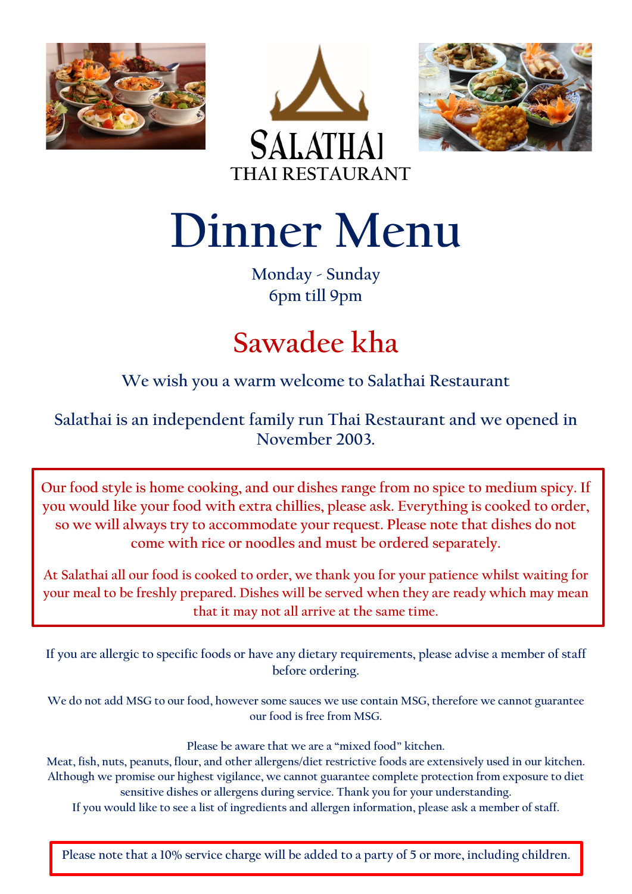SALATHAI
THAI RESTAURANT

# Dinner Menu

Monday - Sunday
6pm till 9pm

## Sawadee kha

We wish you a warm welcome to Salathai Restaurant

Salathai is an independent family run Thai Restaurant and we opened in November 2003.

Our food style is home cooking, and our dishes range from no spice to medium spicy. If you would like your food with extra chillies, please ask. Everything is cooked to order, so we will always try to accommodate your request. Please note that dishes do not come with rice or noodles and must be ordered separately.

At Salathai all our food is cooked to order, we thank you for your patience whilst waiting for your meal to be freshly prepared. Dishes will be served when they are ready which may mean that it may not all arrive at the same time.

If you are allergic to specific foods or have any dietary requirements, please advise a member of staff before ordering.

We do not add MSG to our food, however some sauces we use contain MSG, therefore we cannot guarantee our food is free from MSG.

Please be aware that we are a "mixed food" kitchen.
Meat, fish, nuts, peanuts, flour, and other allergens/diet restrictive foods are extensively used in our kitchen. Although we promise our highest vigilance, we cannot guarantee complete protection from exposure to diet sensitive dishes or allergens during service. Thank you for your understanding.
If you would like to see a list of ingredients and allergen information, please ask a member of staff.

Please note that a 10% service charge will be added to a party of 5 or more, including children.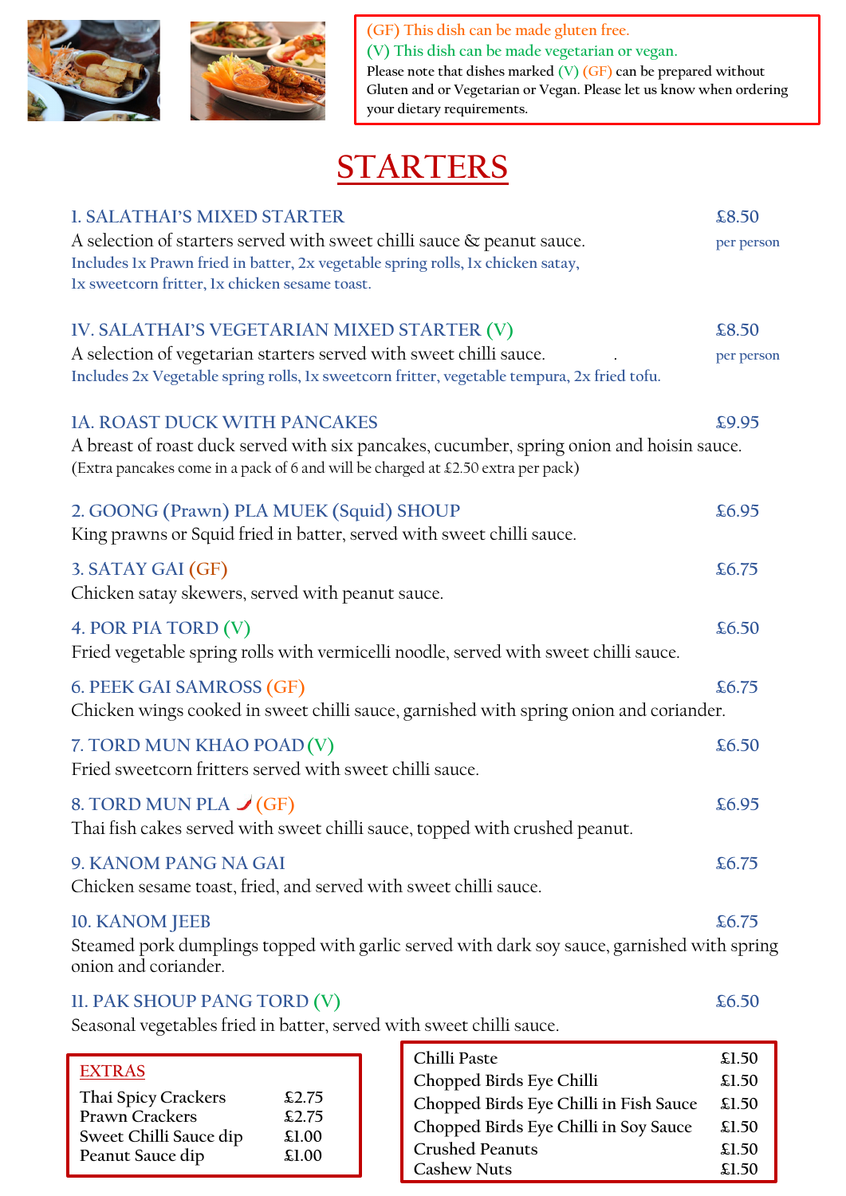(GF) This dish can be made gluten free.

(V) This dish can be made vegetarian or vegan.

Please note that dishes marked (V) (GF) can be prepared without Gluten and or Vegetarian or Vegan. Please let us know when ordering your dietary requirements.

# STARTERS

### I. SALATHAI'S MIXED STARTER — £8.50 per person

A selection of starters served with sweet chilli sauce & peanut sauce.

Includes 1x Prawn fried in batter, 2x vegetable spring rolls, 1x chicken satay, 1x sweetcorn fritter, 1x chicken sesame toast.

### IV. SALATHAI'S VEGETARIAN MIXED STARTER (V) — £8.50 per person

A selection of vegetarian starters served with sweet chilli sauce.

Includes 2x Vegetable spring rolls, 1x sweetcorn fritter, vegetable tempura, 2x fried tofu.

### 1A. ROAST DUCK WITH PANCAKES — £9.95

A breast of roast duck served with six pancakes, cucumber, spring onion and hoisin sauce.

(Extra pancakes come in a pack of 6 and will be charged at £2.50 extra per pack)

### 2. GOONG (Prawn) PLA MUEK (Squid) SHOUP — £6.95

King prawns or Squid fried in batter, served with sweet chilli sauce.

### 3. SATAY GAI (GF) — £6.75

Chicken satay skewers, served with peanut sauce.

### 4. POR PIA TORD (V) — £6.50

Fried vegetable spring rolls with vermicelli noodle, served with sweet chilli sauce.

### 6. PEEK GAI SAMROSS (GF) — £6.75

Chicken wings cooked in sweet chilli sauce, garnished with spring onion and coriander.

### 7. TORD MUN KHAO POAD (V) — £6.50

Fried sweetcorn fritters served with sweet chilli sauce.

### 8. TORD MUN PLA 🌶 (GF) — £6.95

Thai fish cakes served with sweet chilli sauce, topped with crushed peanut.

### 9. KANOM PANG NA GAI — £6.75

Chicken sesame toast, fried, and served with sweet chilli sauce.

### 10. KANOM JEEB — £6.75

Steamed pork dumplings topped with garlic served with dark soy sauce, garnished with spring onion and coriander.

### 11. PAK SHOUP PANG TORD (V) — £6.50

Seasonal vegetables fried in batter, served with sweet chilli sauce.

## EXTRAS

| Item | Price |
| --- | --- |
| Thai Spicy Crackers | £2.75 |
| Prawn Crackers | £2.75 |
| Sweet Chilli Sauce dip | £1.00 |
| Peanut Sauce dip | £1.00 |

| Item | Price |
| --- | --- |
| Chilli Paste | £1.50 |
| Chopped Birds Eye Chilli | £1.50 |
| Chopped Birds Eye Chilli in Fish Sauce | £1.50 |
| Chopped Birds Eye Chilli in Soy Sauce | £1.50 |
| Crushed Peanuts | £1.50 |
| Cashew Nuts | £1.50 |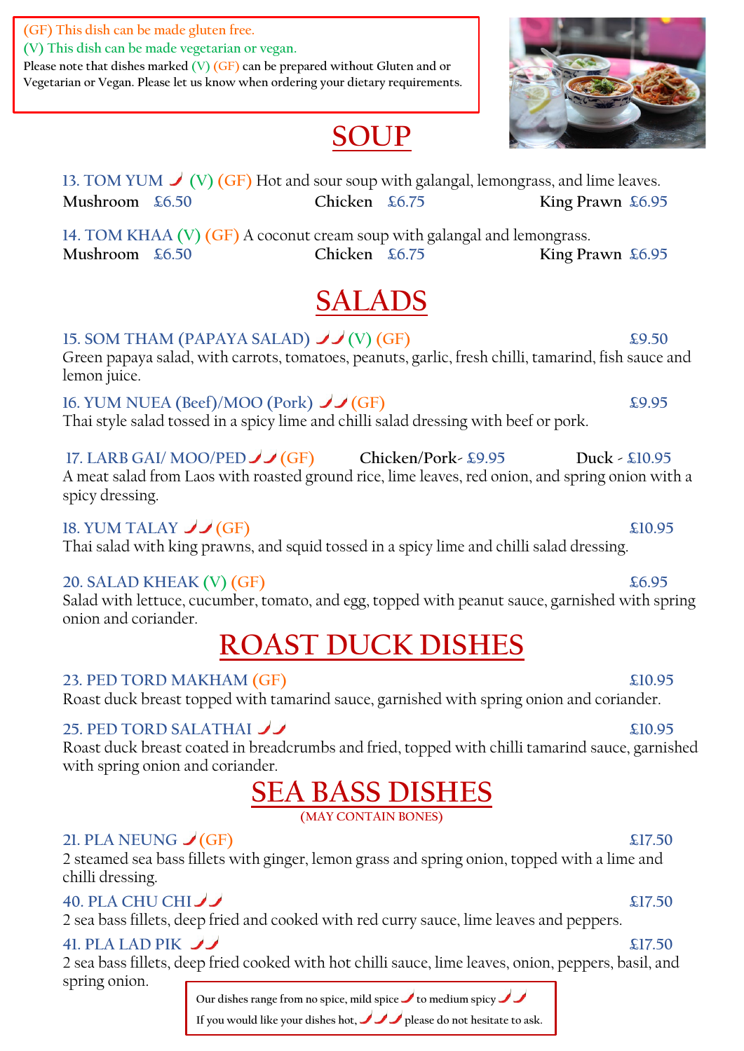(GF) This dish can be made gluten free.
(V) This dish can be made vegetarian or vegan.
Please note that dishes marked (V) (GF) can be prepared without Gluten and or Vegetarian or Vegan. Please let us know when ordering your dietary requirements.

# SOUP

**13. TOM YUM 🌶 (V) (GF)** Hot and sour soup with galangal, lemongrass, and lime leaves.
**Mushroom** £6.50 **Chicken** £6.75 **King Prawn** £6.95

**14. TOM KHAA (V) (GF)** A coconut cream soup with galangal and lemongrass.
**Mushroom** £6.50 **Chicken** £6.75 **King Prawn** £6.95

# SALADS

**15. SOM THAM (PAPAYA SALAD) 🌶🌶 (V) (GF)** £9.50
Green papaya salad, with carrots, tomatoes, peanuts, garlic, fresh chilli, tamarind, fish sauce and lemon juice.

**16. YUM NUEA (Beef)/MOO (Pork) 🌶🌶 (GF)** £9.95
Thai style salad tossed in a spicy lime and chilli salad dressing with beef or pork.

**17. LARB GAI/ MOO/PED 🌶🌶 (GF)** **Chicken/Pork**- £9.95 **Duck** - £10.95
A meat salad from Laos with roasted ground rice, lime leaves, red onion, and spring onion with a spicy dressing.

**18. YUM TALAY 🌶🌶 (GF)** £10.95
Thai salad with king prawns, and squid tossed in a spicy lime and chilli salad dressing.

**20. SALAD KHEAK (V) (GF)** £6.95
Salad with lettuce, cucumber, tomato, and egg, topped with peanut sauce, garnished with spring onion and coriander.

# ROAST DUCK DISHES

**23. PED TORD MAKHAM (GF)** £10.95
Roast duck breast topped with tamarind sauce, garnished with spring onion and coriander.

**25. PED TORD SALATHAI 🌶🌶** £10.95
Roast duck breast coated in breadcrumbs and fried, topped with chilli tamarind sauce, garnished with spring onion and coriander.

# SEA BASS DISHES

(MAY CONTAIN BONES)

**21. PLA NEUNG 🌶 (GF)** £17.50
2 steamed sea bass fillets with ginger, lemon grass and spring onion, topped with a lime and chilli dressing.

**40. PLA CHU CHI 🌶🌶** £17.50
2 sea bass fillets, deep fried and cooked with red curry sauce, lime leaves and peppers.

**41. PLA LAD PIK 🌶🌶** £17.50
2 sea bass fillets, deep fried cooked with hot chilli sauce, lime leaves, onion, peppers, basil, and spring onion.

Our dishes range from no spice, mild spice 🌶 to medium spicy 🌶🌶
If you would like your dishes hot, 🌶🌶🌶 please do not hesitate to ask.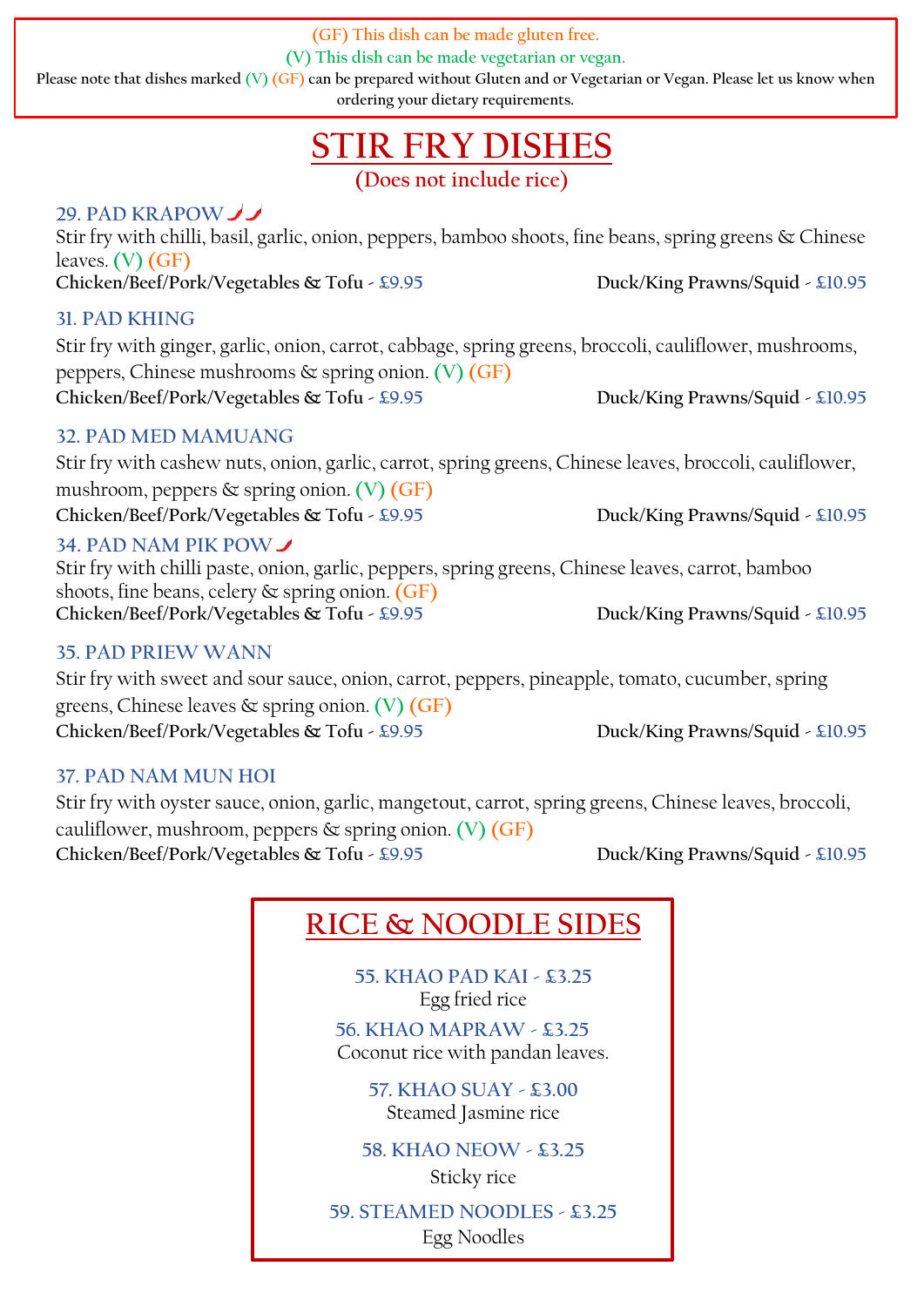(GF) This dish can be made gluten free.

(V) This dish can be made vegetarian or vegan.

**Please note that dishes marked (V) (GF) can be prepared without Gluten and or Vegetarian or Vegan. Please let us know when ordering your dietary requirements.**

# STIR FRY DISHES

## (Does not include rice)

### 29. PAD KRAPOW 🌶🌶

Stir fry with chilli, basil, garlic, onion, peppers, bamboo shoots, fine beans, spring greens & Chinese leaves. (V) (GF)

**Chicken/Beef/Pork/Vegetables & Tofu** - £9.95 **Duck/King Prawns/Squid** - £10.95

### 31. PAD KHING

Stir fry with ginger, garlic, onion, carrot, cabbage, spring greens, broccoli, cauliflower, mushrooms, peppers, Chinese mushrooms & spring onion. (V) (GF)

**Chicken/Beef/Pork/Vegetables & Tofu** - £9.95 **Duck/King Prawns/Squid** - £10.95

### 32. PAD MED MAMUANG

Stir fry with cashew nuts, onion, garlic, carrot, spring greens, Chinese leaves, broccoli, cauliflower, mushroom, peppers & spring onion. (V) (GF)

**Chicken/Beef/Pork/Vegetables & Tofu** - £9.95 **Duck/King Prawns/Squid** - £10.95

### 34. PAD NAM PIK POW 🌶

Stir fry with chilli paste, onion, garlic, peppers, spring greens, Chinese leaves, carrot, bamboo shoots, fine beans, celery & spring onion. (GF)

**Chicken/Beef/Pork/Vegetables & Tofu** - £9.95 **Duck/King Prawns/Squid** - £10.95

### 35. PAD PRIEW WANN

Stir fry with sweet and sour sauce, onion, carrot, peppers, pineapple, tomato, cucumber, spring greens, Chinese leaves & spring onion. (V) (GF)

**Chicken/Beef/Pork/Vegetables & Tofu** - £9.95 **Duck/King Prawns/Squid** - £10.95

### 37. PAD NAM MUN HOI

Stir fry with oyster sauce, onion, garlic, mangetout, carrot, spring greens, Chinese leaves, broccoli, cauliflower, mushroom, peppers & spring onion. (V) (GF)

**Chicken/Beef/Pork/Vegetables & Tofu** - £9.95 **Duck/King Prawns/Squid** - £10.95

# RICE & NOODLE SIDES

### 55. KHAO PAD KAI - £3.25
Egg fried rice

### 56. KHAO MAPRAW - £3.25
Coconut rice with pandan leaves.

### 57. KHAO SUAY - £3.00
Steamed Jasmine rice

### 58. KHAO NEOW - £3.25
Sticky rice

### 59. STEAMED NOODLES - £3.25
Egg Noodles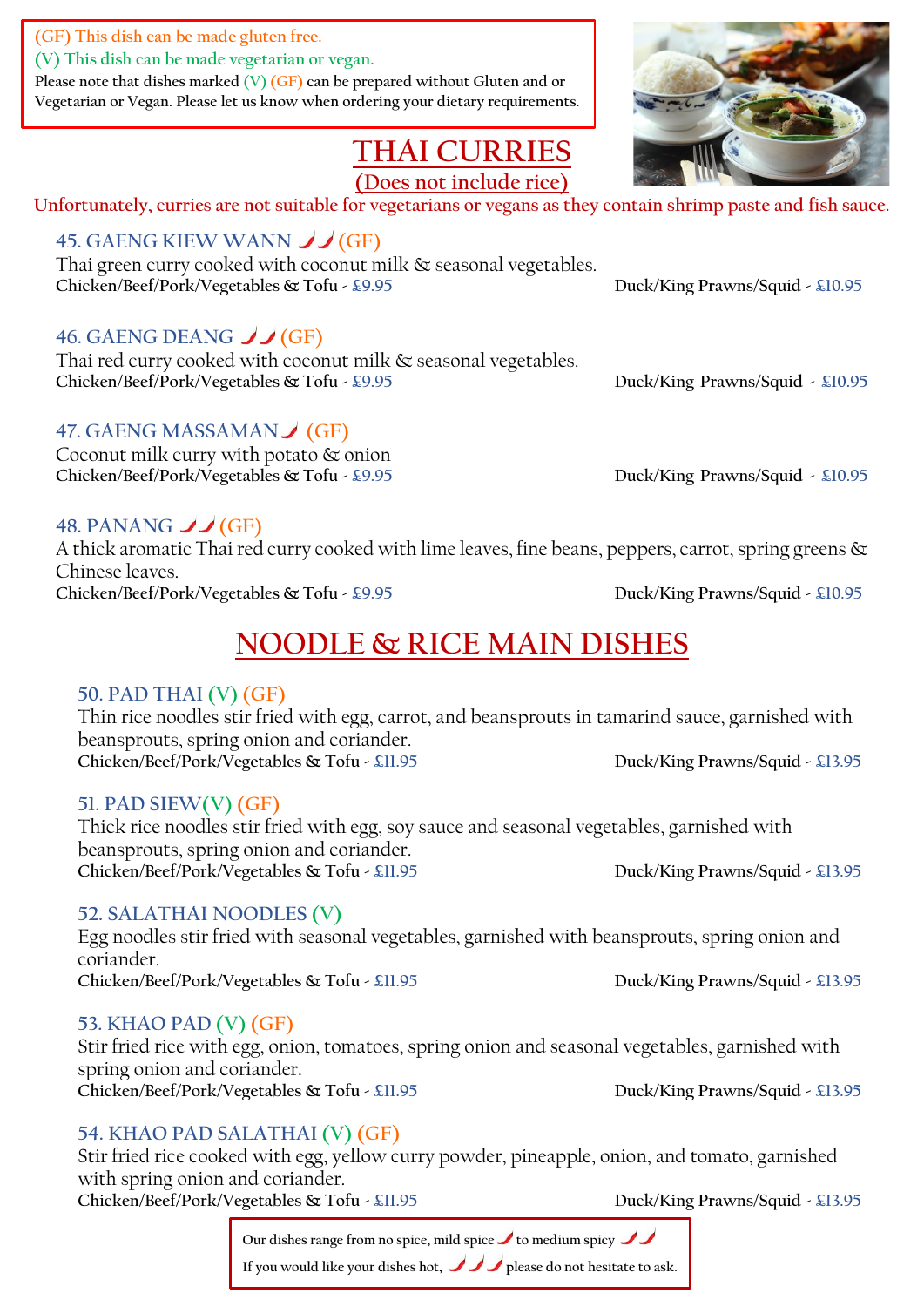(GF) This dish can be made gluten free.
(V) This dish can be made vegetarian or vegan.
Please note that dishes marked (V) (GF) can be prepared without Gluten and or Vegetarian or Vegan. Please let us know when ordering your dietary requirements.

# THAI CURRIES

## (Does not include rice)

**Unfortunately, curries are not suitable for vegetarians or vegans as they contain shrimp paste and fish sauce.**

### 45. GAENG KIEW WANN 🌶🌶 (GF)
Thai green curry cooked with coconut milk & seasonal vegetables.
**Chicken/Beef/Pork/Vegetables & Tofu** - £9.95 **Duck/King Prawns/Squid** - £10.95

### 46. GAENG DEANG 🌶🌶 (GF)
Thai red curry cooked with coconut milk & seasonal vegetables.
**Chicken/Beef/Pork/Vegetables & Tofu** - £9.95 **Duck/King Prawns/Squid** - £10.95

### 47. GAENG MASSAMAN 🌶 (GF)
Coconut milk curry with potato & onion
**Chicken/Beef/Pork/Vegetables & Tofu** - £9.95 **Duck/King Prawns/Squid** - £10.95

### 48. PANANG 🌶🌶 (GF)
A thick aromatic Thai red curry cooked with lime leaves, fine beans, peppers, carrot, spring greens & Chinese leaves.
**Chicken/Beef/Pork/Vegetables & Tofu** - £9.95 **Duck/King Prawns/Squid** - £10.95

# NOODLE & RICE MAIN DISHES

### 50. PAD THAI (V) (GF)
Thin rice noodles stir fried with egg, carrot, and beansprouts in tamarind sauce, garnished with beansprouts, spring onion and coriander.
**Chicken/Beef/Pork/Vegetables & Tofu** - £11.95 **Duck/King Prawns/Squid** - £13.95

### 51. PAD SIEW(V) (GF)
Thick rice noodles stir fried with egg, soy sauce and seasonal vegetables, garnished with beansprouts, spring onion and coriander.
**Chicken/Beef/Pork/Vegetables & Tofu** - £11.95 **Duck/King Prawns/Squid** - £13.95

### 52. SALATHAI NOODLES (V)
Egg noodles stir fried with seasonal vegetables, garnished with beansprouts, spring onion and coriander.
**Chicken/Beef/Pork/Vegetables & Tofu** - £11.95 **Duck/King Prawns/Squid** - £13.95

### 53. KHAO PAD (V) (GF)
Stir fried rice with egg, onion, tomatoes, spring onion and seasonal vegetables, garnished with spring onion and coriander.
**Chicken/Beef/Pork/Vegetables & Tofu** - £11.95 **Duck/King Prawns/Squid** - £13.95

### 54. KHAO PAD SALATHAI (V) (GF)
Stir fried rice cooked with egg, yellow curry powder, pineapple, onion, and tomato, garnished with spring onion and coriander.
**Chicken/Beef/Pork/Vegetables & Tofu** - £11.95 **Duck/King Prawns/Squid** - £13.95

Our dishes range from no spice, mild spice 🌶 to medium spicy 🌶🌶
If you would like your dishes hot, 🌶🌶🌶 please do not hesitate to ask.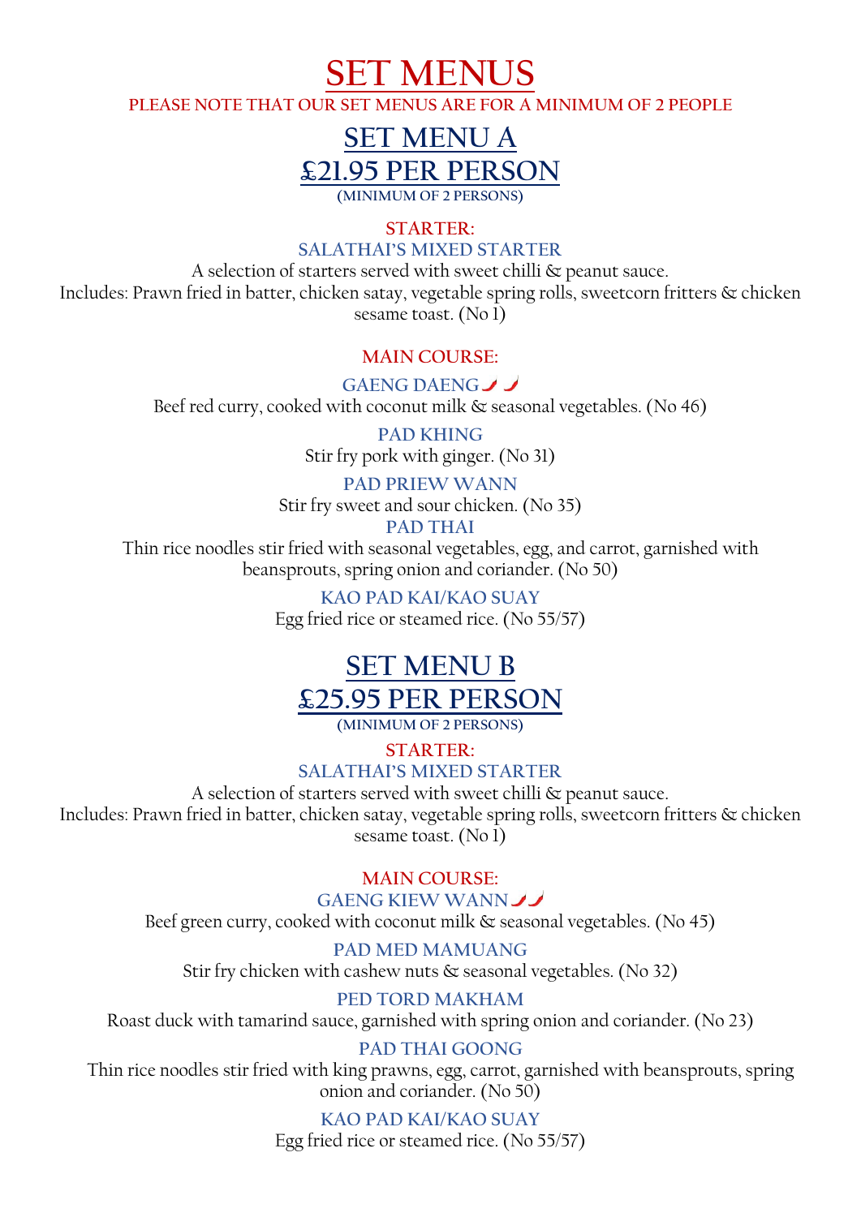# SET MENUS

**PLEASE NOTE THAT OUR SET MENUS ARE FOR A MINIMUM OF 2 PEOPLE**

## SET MENU A
## £21.95 PER PERSON

**(MINIMUM OF 2 PERSONS)**

### STARTER:

**SALATHAI'S MIXED STARTER**

A selection of starters served with sweet chilli & peanut sauce.
Includes: Prawn fried in batter, chicken satay, vegetable spring rolls, sweetcorn fritters & chicken sesame toast. (No 1)

### MAIN COURSE:

**GAENG DAENG** 🌶🌶

Beef red curry, cooked with coconut milk & seasonal vegetables. (No 46)

**PAD KHING**

Stir fry pork with ginger. (No 31)

**PAD PRIEW WANN**

Stir fry sweet and sour chicken. (No 35)

**PAD THAI**

Thin rice noodles stir fried with seasonal vegetables, egg, and carrot, garnished with beansprouts, spring onion and coriander. (No 50)

**KAO PAD KAI/KAO SUAY**

Egg fried rice or steamed rice. (No 55/57)

## SET MENU B
## £25.95 PER PERSON

**(MINIMUM OF 2 PERSONS)**

### STARTER:

**SALATHAI'S MIXED STARTER**

A selection of starters served with sweet chilli & peanut sauce.
Includes: Prawn fried in batter, chicken satay, vegetable spring rolls, sweetcorn fritters & chicken sesame toast. (No 1)

### MAIN COURSE:

**GAENG KIEW WANN** 🌶🌶

Beef green curry, cooked with coconut milk & seasonal vegetables. (No 45)

**PAD MED MAMUANG**

Stir fry chicken with cashew nuts & seasonal vegetables. (No 32)

**PED TORD MAKHAM**

Roast duck with tamarind sauce, garnished with spring onion and coriander. (No 23)

**PAD THAI GOONG**

Thin rice noodles stir fried with king prawns, egg, carrot, garnished with beansprouts, spring onion and coriander. (No 50)

**KAO PAD KAI/KAO SUAY**

Egg fried rice or steamed rice. (No 55/57)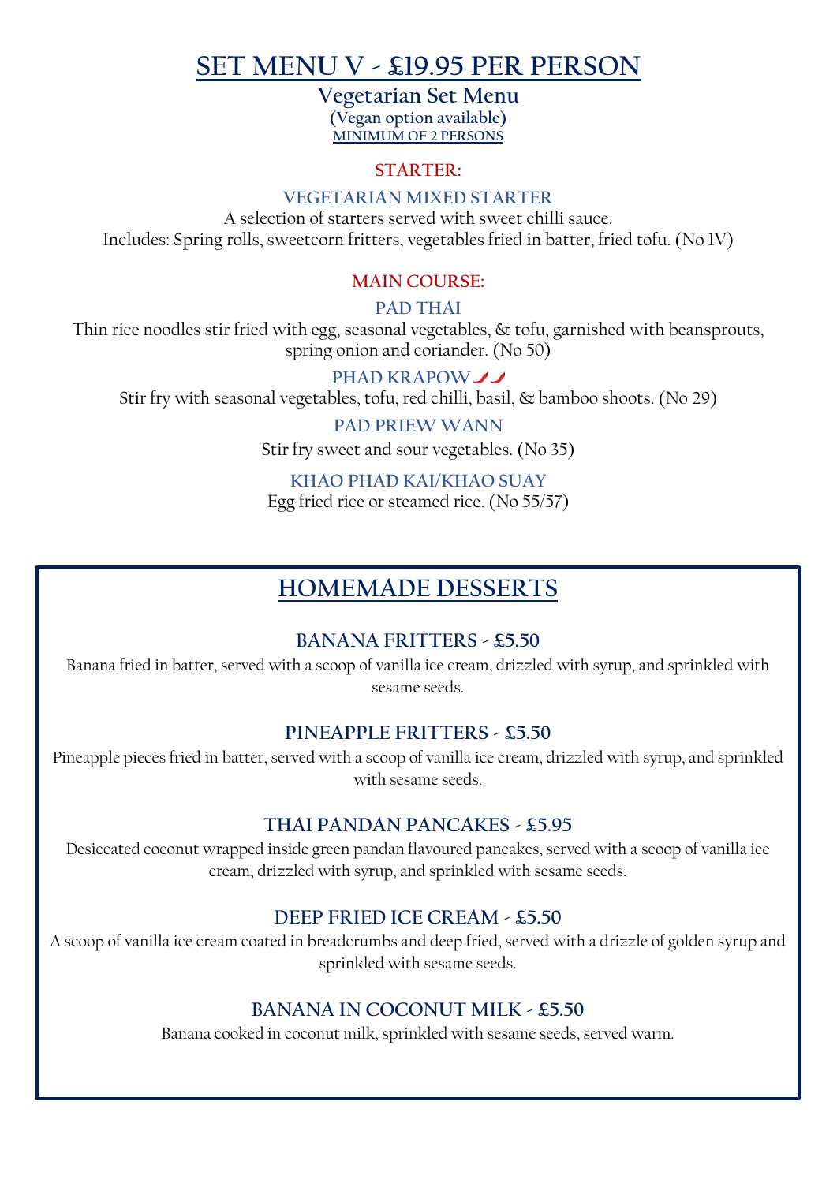# SET MENU V - £19.95 PER PERSON

**Vegetarian Set Menu**
**(Vegan option available)**
**MINIMUM OF 2 PERSONS**

## STARTER:

### VEGETARIAN MIXED STARTER

A selection of starters served with sweet chilli sauce.
Includes: Spring rolls, sweetcorn fritters, vegetables fried in batter, fried tofu. (No 1V)

## MAIN COURSE:

### PAD THAI

Thin rice noodles stir fried with egg, seasonal vegetables, & tofu, garnished with beansprouts, spring onion and coriander. (No 50)

### PHAD KRAPOW 🌶🌶

Stir fry with seasonal vegetables, tofu, red chilli, basil, & bamboo shoots. (No 29)

### PAD PRIEW WANN

Stir fry sweet and sour vegetables. (No 35)

### KHAO PHAD KAI/KHAO SUAY

Egg fried rice or steamed rice. (No 55/57)

# HOMEMADE DESSERTS

### BANANA FRITTERS - £5.50

Banana fried in batter, served with a scoop of vanilla ice cream, drizzled with syrup, and sprinkled with sesame seeds.

### PINEAPPLE FRITTERS - £5.50

Pineapple pieces fried in batter, served with a scoop of vanilla ice cream, drizzled with syrup, and sprinkled with sesame seeds.

### THAI PANDAN PANCAKES - £5.95

Desiccated coconut wrapped inside green pandan flavoured pancakes, served with a scoop of vanilla ice cream, drizzled with syrup, and sprinkled with sesame seeds.

### DEEP FRIED ICE CREAM - £5.50

A scoop of vanilla ice cream coated in breadcrumbs and deep fried, served with a drizzle of golden syrup and sprinkled with sesame seeds.

### BANANA IN COCONUT MILK - £5.50

Banana cooked in coconut milk, sprinkled with sesame seeds, served warm.